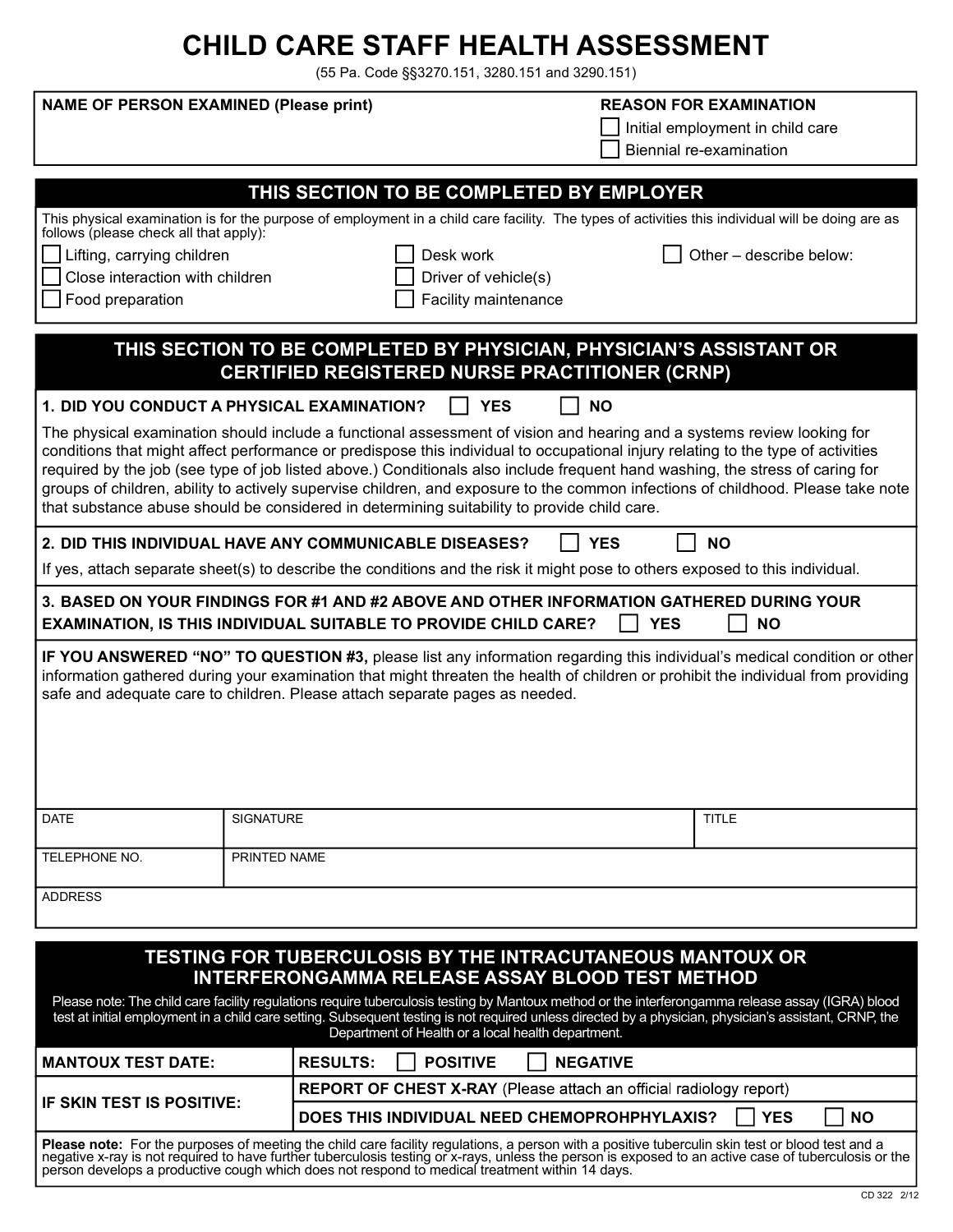# CHILD CARE STAFF HEALTH ASSESSMENT

(55 Pa. Code §§3270.151, 3280.151 and 3290.151)

| NAME OF PERSON EXAMINED (Please print) | REASON FOR EXAMINATION |
|---|---|
| | ☐ Initial employment in child care<br>☐ Biennial re-examination |

## THIS SECTION TO BE COMPLETED BY EMPLOYER

This physical examination is for the purpose of employment in a child care facility. The types of activities this individual will be doing are as follows (please check all that apply):

- ☐ Lifting, carrying children
- ☐ Close interaction with children
- ☐ Food preparation
- ☐ Desk work
- ☐ Driver of vehicle(s)
- ☐ Facility maintenance
- ☐ Other – describe below:

## THIS SECTION TO BE COMPLETED BY PHYSICIAN, PHYSICIAN'S ASSISTANT OR CERTIFIED REGISTERED NURSE PRACTITIONER (CRNP)

**1. DID YOU CONDUCT A PHYSICAL EXAMINATION?** ☐ **YES** ☐ **NO**

The physical examination should include a functional assessment of vision and hearing and a systems review looking for conditions that might affect performance or predispose this individual to occupational injury relating to the type of activities required by the job (see type of job listed above.) Conditionals also include frequent hand washing, the stress of caring for groups of children, ability to actively supervise children, and exposure to the common infections of childhood. Please take note that substance abuse should be considered in determining suitability to provide child care.

**2. DID THIS INDIVIDUAL HAVE ANY COMMUNICABLE DISEASES?** ☐ **YES** ☐ **NO**

If yes, attach separate sheet(s) to describe the conditions and the risk it might pose to others exposed to this individual.

**3. BASED ON YOUR FINDINGS FOR #1 AND #2 ABOVE AND OTHER INFORMATION GATHERED DURING YOUR EXAMINATION, IS THIS INDIVIDUAL SUITABLE TO PROVIDE CHILD CARE?** ☐ **YES** ☐ **NO**

**IF YOU ANSWERED "NO" TO QUESTION #3,** please list any information regarding this individual's medical condition or other information gathered during your examination that might threaten the health of children or prohibit the individual from providing safe and adequate care to children. Please attach separate pages as needed.

| DATE | SIGNATURE | TITLE |
|---|---|---|
| | | |

| TELEPHONE NO. | PRINTED NAME |
|---|---|
| | |

| ADDRESS |
|---|
| |

## TESTING FOR TUBERCULOSIS BY THE INTRACUTANEOUS MANTOUX OR INTERFERONGAMMA RELEASE ASSAY BLOOD TEST METHOD

Please note: The child care facility regulations require tuberculosis testing by Mantoux method or the interferongamma release assay (IGRA) blood test at initial employment in a child care setting. Subsequent testing is not required unless directed by a physician, physician's assistant, CRNP, the Department of Health or a local health department.

| | |
|---|---|
| **MANTOUX TEST DATE:** | **RESULTS:** ☐ **POSITIVE** ☐ **NEGATIVE** |
| **IF SKIN TEST IS POSITIVE:** | **REPORT OF CHEST X-RAY** (Please attach an official radiology report) |
| | **DOES THIS INDIVIDUAL NEED CHEMOPROHPHYLAXIS?** ☐ **YES** ☐ **NO** |

**Please note:** For the purposes of meeting the child care facility regulations, a person with a positive tuberculin skin test or blood test and a negative x-ray is not required to have further tuberculosis testing or x-rays, unless the person is exposed to an active case of tuberculosis or the person develops a productive cough which does not respond to medical treatment within 14 days.

CD 322 2/12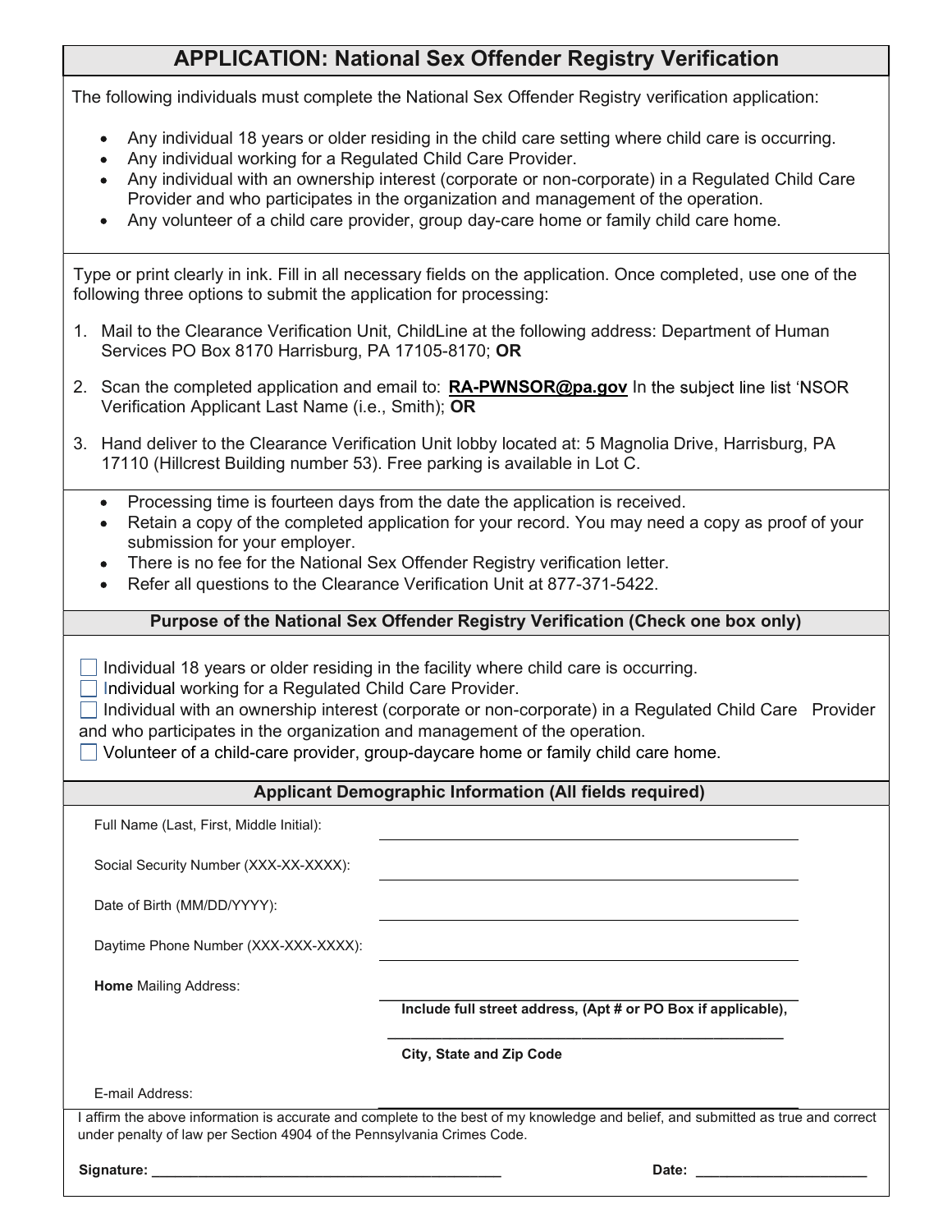# APPLICATION: National Sex Offender Registry Verification

The following individuals must complete the National Sex Offender Registry verification application:

- Any individual 18 years or older residing in the child care setting where child care is occurring.
- Any individual working for a Regulated Child Care Provider.
- Any individual with an ownership interest (corporate or non-corporate) in a Regulated Child Care Provider and who participates in the organization and management of the operation.
- Any volunteer of a child care provider, group day-care home or family child care home.

Type or print clearly in ink. Fill in all necessary fields on the application. Once completed, use one of the following three options to submit the application for processing:

1. Mail to the Clearance Verification Unit, ChildLine at the following address: Department of Human Services PO Box 8170 Harrisburg, PA 17105-8170; **OR**
2. Scan the completed application and email to: **RA-PWNSOR@pa.gov** In the subject line list 'NSOR Verification Applicant Last Name (i.e., Smith); **OR**
3. Hand deliver to the Clearance Verification Unit lobby located at: 5 Magnolia Drive, Harrisburg, PA 17110 (Hillcrest Building number 53). Free parking is available in Lot C.

- Processing time is fourteen days from the date the application is received.
- Retain a copy of the completed application for your record. You may need a copy as proof of your submission for your employer.
- There is no fee for the National Sex Offender Registry verification letter.
- Refer all questions to the Clearance Verification Unit at 877-371-5422.

## Purpose of the National Sex Offender Registry Verification (Check one box only)

☐ Individual 18 years or older residing in the facility where child care is occurring.
☐ Individual working for a Regulated Child Care Provider.
☐ Individual with an ownership interest (corporate or non-corporate) in a Regulated Child Care Provider and who participates in the organization and management of the operation.
☐ Volunteer of a child-care provider, group-daycare home or family child care home.

## Applicant Demographic Information (All fields required)

Full Name (Last, First, Middle Initial): ______________________________

Social Security Number (XXX-XX-XXXX): ______________________________

Date of Birth (MM/DD/YYYY): ______________________________

Daytime Phone Number (XXX-XXX-XXXX): ______________________________

**Home** Mailing Address: ______________________________

**Include full street address, (Apt # or PO Box if applicable),**

______________________________

**City, State and Zip Code**

E-mail Address: ______________________________

I affirm the above information is accurate and complete to the best of my knowledge and belief, and submitted as true and correct under penalty of law per Section 4904 of the Pennsylvania Crimes Code.

**Signature:** ______________________________ **Date:** ____________________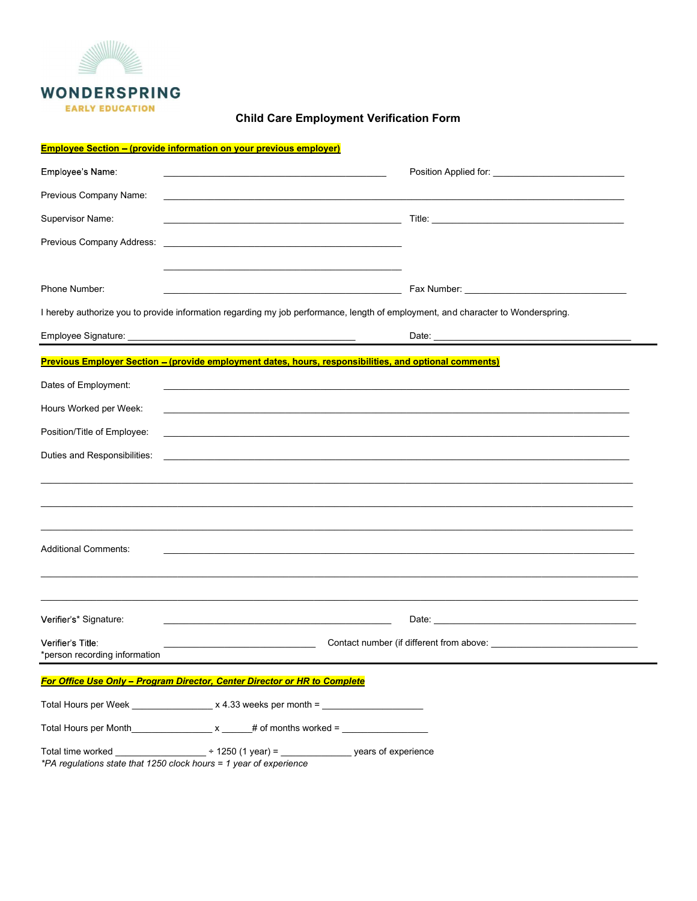**WONDERSPRING**
EARLY EDUCATION

# Child Care Employment Verification Form

**Employee Section – (provide information on your previous employer)**

Employee's Name: ______________________________ Position Applied for: ______________________

Previous Company Name: ______________________________________________________________

Supervisor Name: ______________________________ Title: ______________________________

Previous Company Address: ______________________________

______________________________

Phone Number: ______________________________ Fax Number: ______________________________

I hereby authorize you to provide information regarding my job performance, length of employment, and character to Wonderspring.

Employee Signature: ______________________________ Date: ______________________________

---

**Previous Employer Section – (provide employment dates, hours, responsibilities, and optional comments)**

Dates of Employment: ______________________________________________________________

Hours Worked per Week: ______________________________________________________________

Position/Title of Employee: ______________________________________________________________

Duties and Responsibilities: ______________________________________________________________

______________________________________________________________________________

______________________________________________________________________________

______________________________________________________________________________

Additional Comments: ______________________________________________________________

______________________________________________________________________________

______________________________________________________________________________

Verifier's* Signature: ______________________________ Date: ______________________________

Verifier's Title: ______________________ Contact number (if different from above: ______________________

*person recording information

---

***For Office Use Only – Program Director, Center Director or HR to Complete***

Total Hours per Week ______________ x 4.33 weeks per month = ______________

Total Hours per Month______________ x ______# of months worked = ______________

Total time worked ______________ ÷ 1250 (1 year) = ______________ years of experience

*\*PA regulations state that 1250 clock hours = 1 year of experience*